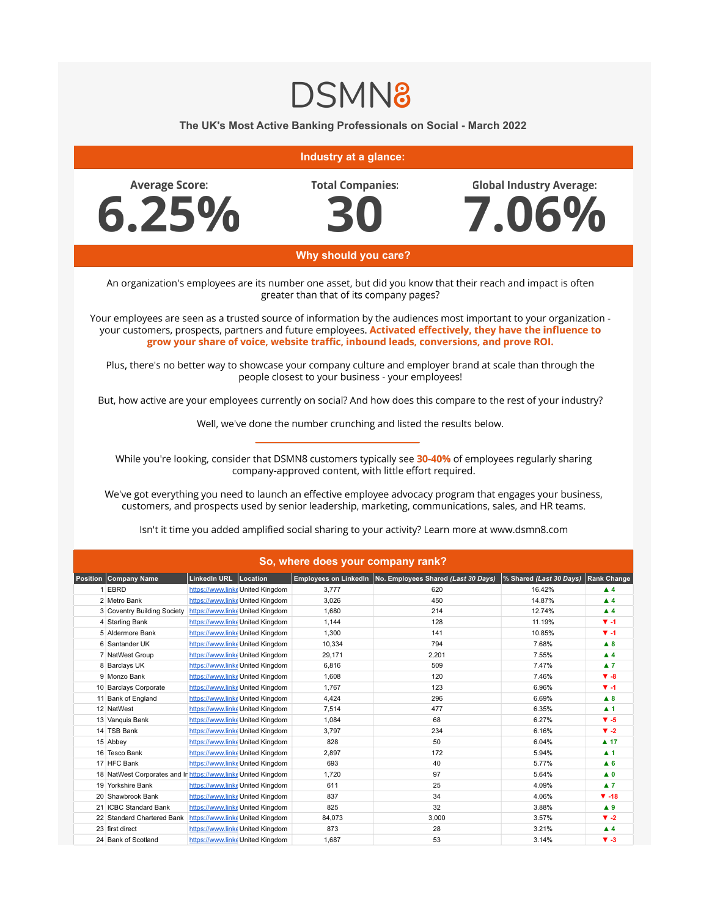# DSMN8

## The UK's Most Active Banking Professionals on Social - March 2022

### Industry at a glance:

**Average Score:** 6.25%

**Total Companies:** 30

**Global Industry Average:** 7.06%

### Why should you care?

An organization's employees are its number one asset, but did you know that their reach and impact is often greater than that of its company pages?

Your employees are seen as a trusted source of information by the audiences most important to your organization - your customers, prospects, partners and future employees. **Activated effectively, they have the influence to grow your share of voice, website traffic, inbound leads, conversions, and prove ROI.**

Plus, there's no better way to showcase your company culture and employer brand at scale than through the people closest to your business - your employees!

But, how active are your employees currently on social? And how does this compare to the rest of your industry?

Well, we've done the number crunching and listed the results below.

---

While you're looking, consider that DSMN8 customers typically see **30-40%** of employees regularly sharing company-approved content, with little effort required.

We've got everything you need to launch an effective employee advocacy program that engages your business, customers, and prospects used by senior leadership, marketing, communications, sales, and HR teams.

Isn't it time you added amplified social sharing to your activity? Learn more at www.dsmn8.com

### So, where does your company rank?

| Position | Company Name | LinkedIn URL | Location | Employees on LinkedIn | No. Employees Shared *(Last 30 Days)* | % Shared *(Last 30 Days)* | Rank Change |
|---|---|---|---|---|---|---|---|
| 1 | EBRD | https://www.linke | United Kingdom | 3,777 | 620 | 16.42% | ▲ 4 |
| 2 | Metro Bank | https://www.linke | United Kingdom | 3,026 | 450 | 14.87% | ▲ 4 |
| 3 | Coventry Building Society | https://www.linke | United Kingdom | 1,680 | 214 | 12.74% | ▲ 4 |
| 4 | Starling Bank | https://www.linke | United Kingdom | 1,144 | 128 | 11.19% | ▼ -1 |
| 5 | Aldermore Bank | https://www.linke | United Kingdom | 1,300 | 141 | 10.85% | ▼ -1 |
| 6 | Santander UK | https://www.linke | United Kingdom | 10,334 | 794 | 7.68% | ▲ 8 |
| 7 | NatWest Group | https://www.linke | United Kingdom | 29,171 | 2,201 | 7.55% | ▲ 4 |
| 8 | Barclays UK | https://www.linke | United Kingdom | 6,816 | 509 | 7.47% | ▲ 7 |
| 9 | Monzo Bank | https://www.linke | United Kingdom | 1,608 | 120 | 7.46% | ▼ -8 |
| 10 | Barclays Corporate | https://www.linke | United Kingdom | 1,767 | 123 | 6.96% | ▼ -1 |
| 11 | Bank of England | https://www.linke | United Kingdom | 4,424 | 296 | 6.69% | ▲ 8 |
| 12 | NatWest | https://www.linke | United Kingdom | 7,514 | 477 | 6.35% | ▲ 1 |
| 13 | Vanquis Bank | https://www.linke | United Kingdom | 1,084 | 68 | 6.27% | ▼ -5 |
| 14 | TSB Bank | https://www.linke | United Kingdom | 3,797 | 234 | 6.16% | ▼ -2 |
| 15 | Abbey | https://www.linke | United Kingdom | 828 | 50 | 6.04% | ▲ 17 |
| 16 | Tesco Bank | https://www.linke | United Kingdom | 2,897 | 172 | 5.94% | ▲ 1 |
| 17 | HFC Bank | https://www.linke | United Kingdom | 693 | 40 | 5.77% | ▲ 6 |
| 18 | NatWest Corporates and Ir | https://www.linke | United Kingdom | 1,720 | 97 | 5.64% | ▲ 0 |
| 19 | Yorkshire Bank | https://www.linke | United Kingdom | 611 | 25 | 4.09% | ▲ 7 |
| 20 | Shawbrook Bank | https://www.linke | United Kingdom | 837 | 34 | 4.06% | ▼ -18 |
| 21 | ICBC Standard Bank | https://www.linke | United Kingdom | 825 | 32 | 3.88% | ▲ 9 |
| 22 | Standard Chartered Bank | https://www.linke | United Kingdom | 84,073 | 3,000 | 3.57% | ▼ -2 |
| 23 | first direct | https://www.linke | United Kingdom | 873 | 28 | 3.21% | ▲ 4 |
| 24 | Bank of Scotland | https://www.linke | United Kingdom | 1,687 | 53 | 3.14% | ▼ -3 |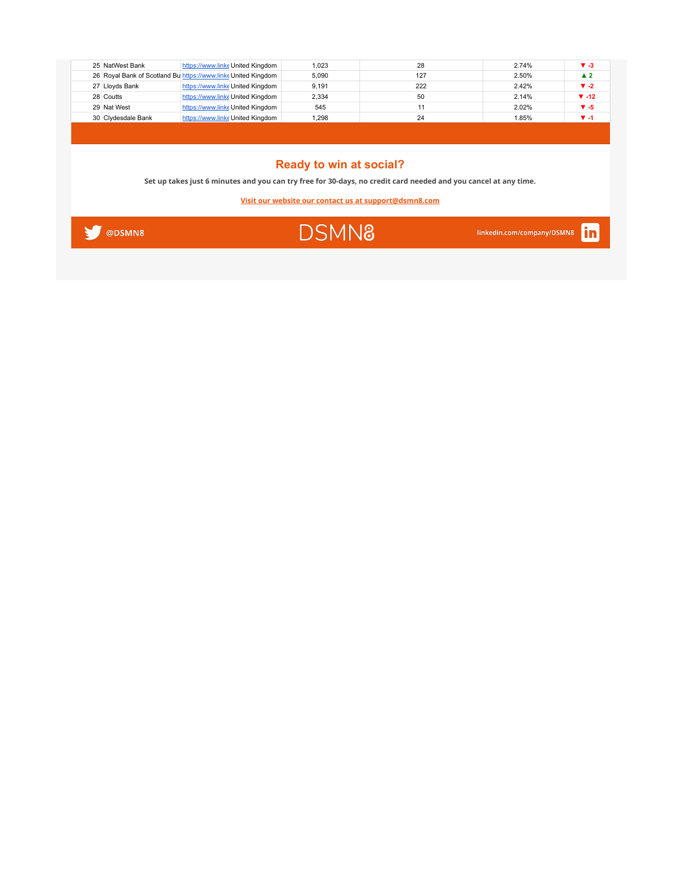| | | | | | | | |
|---|---|---|---|---|---|---|---|
| 25 | NatWest Bank | https://www.linke | United Kingdom | 1,023 | 28 | 2.74% | ▼ -3 |
| 26 | Royal Bank of Scotland Bu | https://www.linke | United Kingdom | 5,090 | 127 | 2.50% | ▲ 2 |
| 27 | Lloyds Bank | https://www.linke | United Kingdom | 9,191 | 222 | 2.42% | ▼ -2 |
| 28 | Coutts | https://www.linke | United Kingdom | 2,334 | 50 | 2.14% | ▼ -12 |
| 29 | Nat West | https://www.linke | United Kingdom | 545 | 11 | 2.02% | ▼ -5 |
| 30 | Clydesdale Bank | https://www.linke | United Kingdom | 1,298 | 24 | 1.85% | ▼ -1 |

## Ready to win at social?

**Set up takes just 6 minutes and you can try free for 30-days, no credit card needed and you cancel at any time.**

[Visit our website our contact us at support@dsmn8.com](mailto:support@dsmn8.com)

@DSMN8

DSMN8

linkedin.com/company/DSMN8